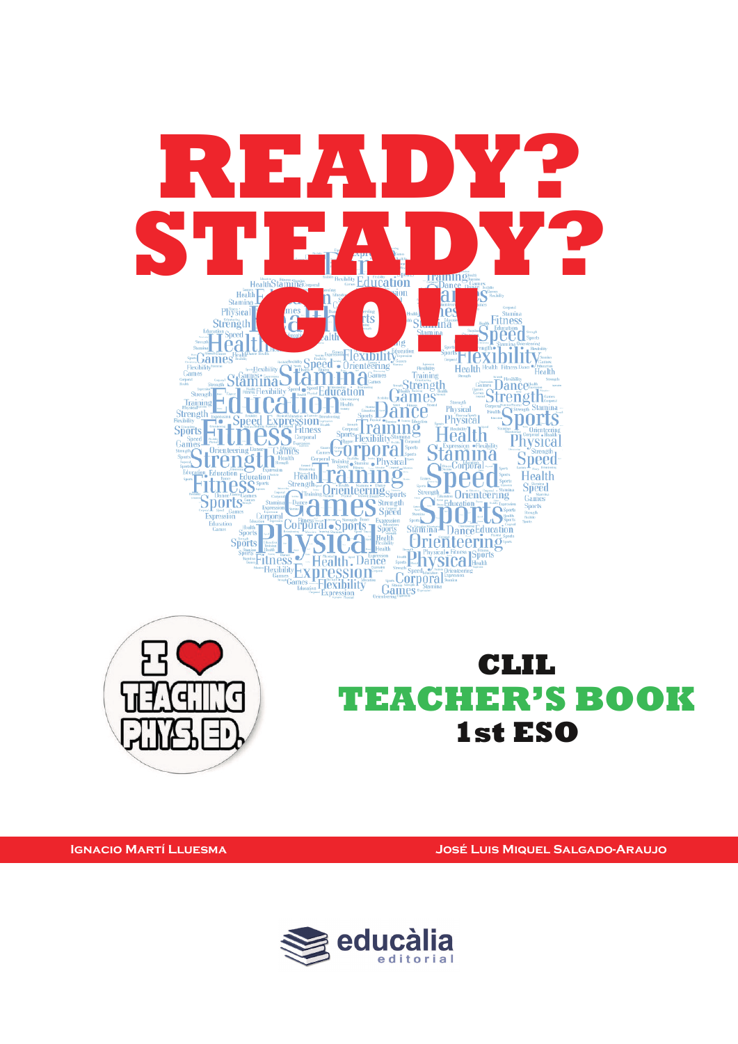# READY? STEADY? GO!!

I ❤ TEACHING PHYS. ED.

## CLIL
## TEACHER'S BOOK
## 1st ESO

IGNACIO MARTÍ LLUESMA

JOSÉ LUIS MIQUEL SALGADO-ARAUJO

educàlia editorial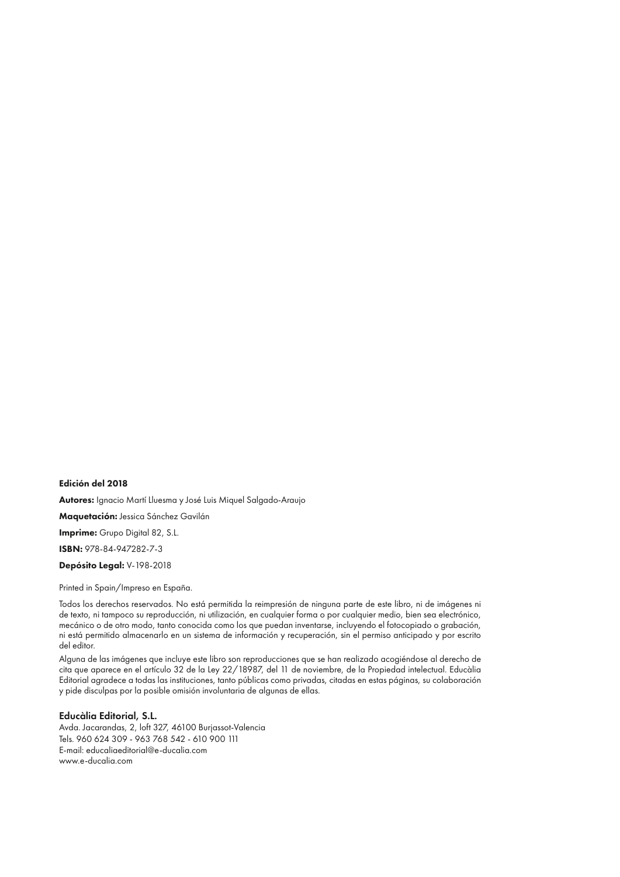**Edición del 2018**

**Autores:** Ignacio Martí Lluesma y José Luis Miquel Salgado-Araujo

**Maquetación:** Jessica Sánchez Gavilán

**Imprime:** Grupo Digital 82, S.L.

**ISBN:** 978-84-947282-7-3

**Depósito Legal:** V-198-2018

Printed in Spain/Impreso en España.

Todos los derechos reservados. No está permitida la reimpresión de ninguna parte de este libro, ni de imágenes ni de texto, ni tampoco su reproducción, ni utilización, en cualquier forma o por cualquier medio, bien sea electrónico, mecánico o de otro modo, tanto conocida como los que puedan inventarse, incluyendo el fotocopiado o grabación, ni está permitido almacenarlo en un sistema de información y recuperación, sin el permiso anticipado y por escrito del editor.

Alguna de las imágenes que incluye este libro son reproducciones que se han realizado acogiéndose al derecho de cita que aparece en el artículo 32 de la Ley 22/18987, del 11 de noviembre, de la Propiedad intelectual. Educàlia Editorial agradece a todas las instituciones, tanto públicas como privadas, citadas en estas páginas, su colaboración y pide disculpas por la posible omisión involuntaria de algunas de ellas.

**Educàlia Editorial, S.L.**
Avda. Jacarandas, 2, loft 327, 46100 Burjassot-Valencia
Tels. 960 624 309 - 963 768 542 - 610 900 111
E-mail: educaliaeditorial@e-ducalia.com
www.e-ducalia.com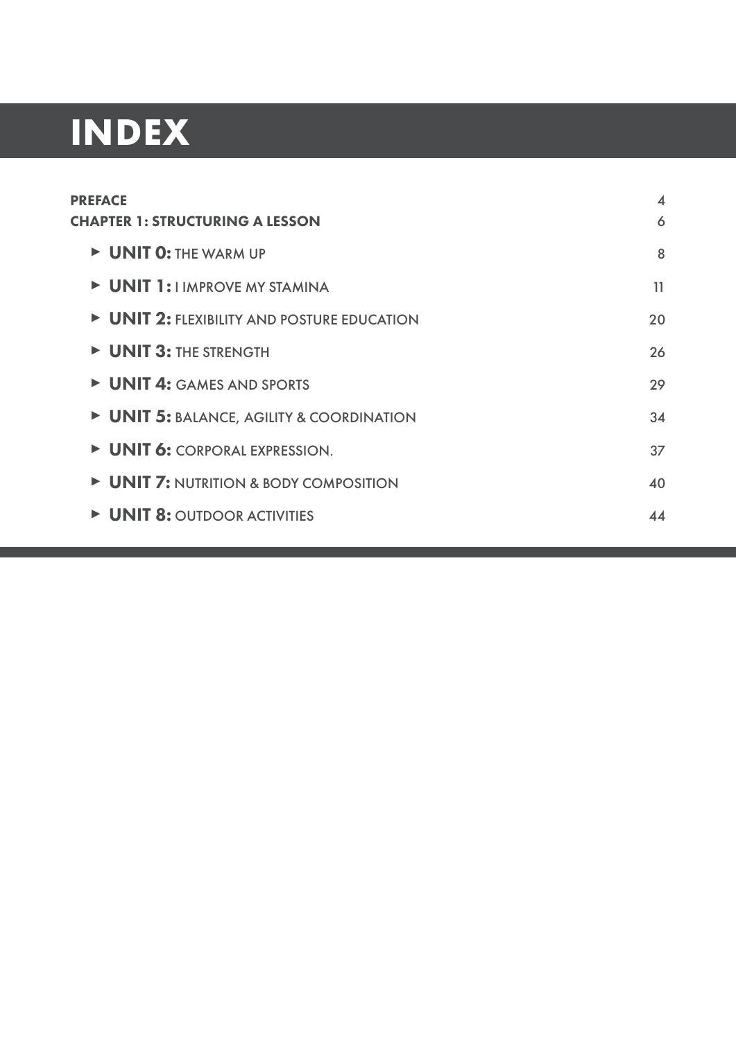# INDEX

| | |
|---|---|
| **PREFACE** | 4 |
| **CHAPTER 1: STRUCTURING A LESSON** | 6 |
| ▸ **UNIT 0:** THE WARM UP | 8 |
| ▸ **UNIT 1:** I IMPROVE MY STAMINA | 11 |
| ▸ **UNIT 2:** FLEXIBILITY AND POSTURE EDUCATION | 20 |
| ▸ **UNIT 3:** THE STRENGTH | 26 |
| ▸ **UNIT 4:** GAMES AND SPORTS | 29 |
| ▸ **UNIT 5:** BALANCE, AGILITY & COORDINATION | 34 |
| ▸ **UNIT 6:** CORPORAL EXPRESSION. | 37 |
| ▸ **UNIT 7:** NUTRITION & BODY COMPOSITION | 40 |
| ▸ **UNIT 8:** OUTDOOR ACTIVITIES | 44 |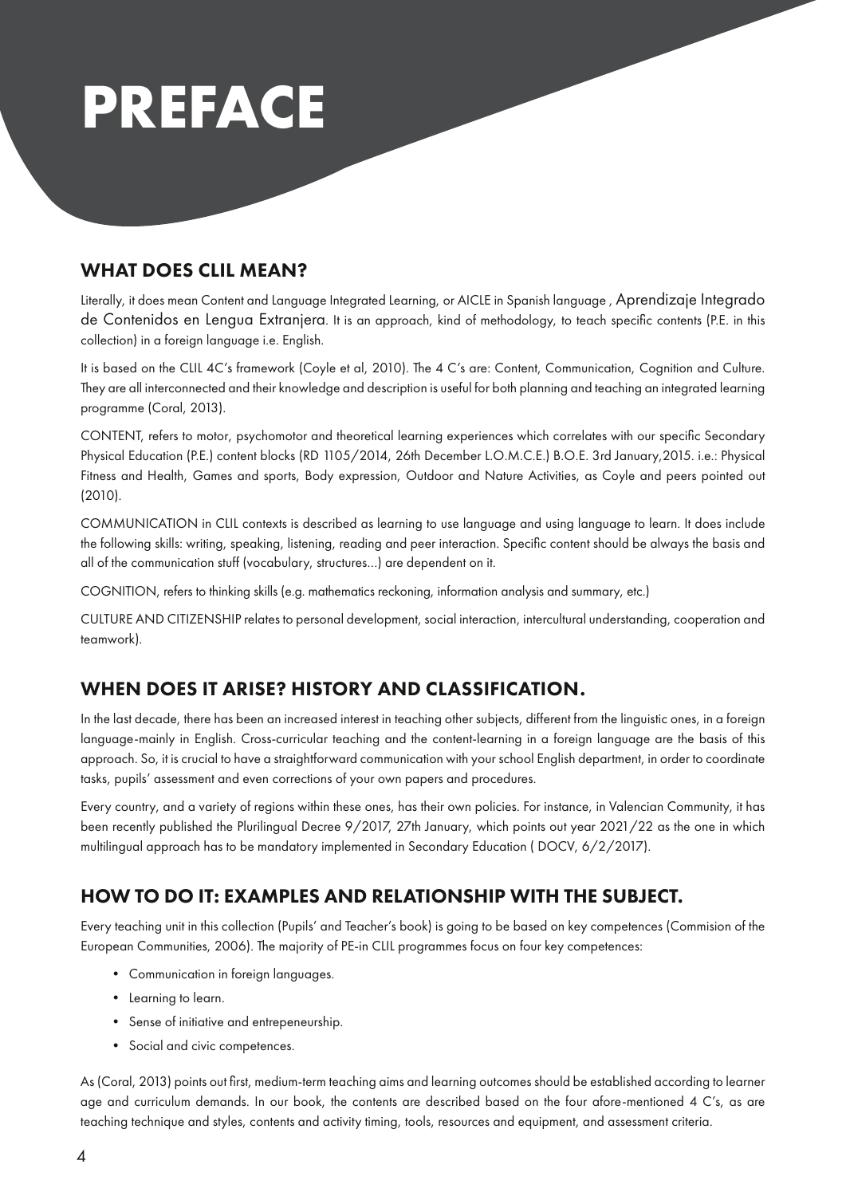# PREFACE

## WHAT DOES CLIL MEAN?

Literally, it does mean Content and Language Integrated Learning, or AICLE in Spanish language , Aprendizaje Integrado de Contenidos en Lengua Extranjera. It is an approach, kind of methodology, to teach specific contents (P.E. in this collection) in a foreign language i.e. English.

It is based on the CLIL 4C's framework (Coyle et al, 2010). The 4 C's are: Content, Communication, Cognition and Culture. They are all interconnected and their knowledge and description is useful for both planning and teaching an integrated learning programme (Coral, 2013).

CONTENT, refers to motor, psychomotor and theoretical learning experiences which correlates with our specific Secondary Physical Education (P.E.) content blocks (RD 1105/2014, 26th December L.O.M.C.E.) B.O.E. 3rd January,2015. i.e.: Physical Fitness and Health, Games and sports, Body expression, Outdoor and Nature Activities, as Coyle and peers pointed out (2010).

COMMUNICATION in CLIL contexts is described as learning to use language and using language to learn. It does include the following skills: writing, speaking, listening, reading and peer interaction. Specific content should be always the basis and all of the communication stuff (vocabulary, structures...) are dependent on it.

COGNITION, refers to thinking skills (e.g. mathematics reckoning, information analysis and summary, etc.)

CULTURE AND CITIZENSHIP relates to personal development, social interaction, intercultural understanding, cooperation and teamwork).

## WHEN DOES IT ARISE? HISTORY AND CLASSIFICATION.

In the last decade, there has been an increased interest in teaching other subjects, different from the linguistic ones, in a foreign language-mainly in English. Cross-curricular teaching and the content-learning in a foreign language are the basis of this approach. So, it is crucial to have a straightforward communication with your school English department, in order to coordinate tasks, pupils' assessment and even corrections of your own papers and procedures.

Every country, and a variety of regions within these ones, has their own policies. For instance, in Valencian Community, it has been recently published the Plurilingual Decree 9/2017, 27th January, which points out year 2021/22 as the one in which multilingual approach has to be mandatory implemented in Secondary Education ( DOCV, 6/2/2017).

## HOW TO DO IT: EXAMPLES AND RELATIONSHIP WITH THE SUBJECT.

Every teaching unit in this collection (Pupils' and Teacher's book) is going to be based on key competences (Commision of the European Communities, 2006). The majority of PE-in CLIL programmes focus on four key competences:

- Communication in foreign languages.
- Learning to learn.
- Sense of initiative and entrepeneurship.
- Social and civic competences.

As (Coral, 2013) points out first, medium-term teaching aims and learning outcomes should be established according to learner age and curriculum demands. In our book, the contents are described based on the four afore-mentioned 4 C's, as are teaching technique and styles, contents and activity timing, tools, resources and equipment, and assessment criteria.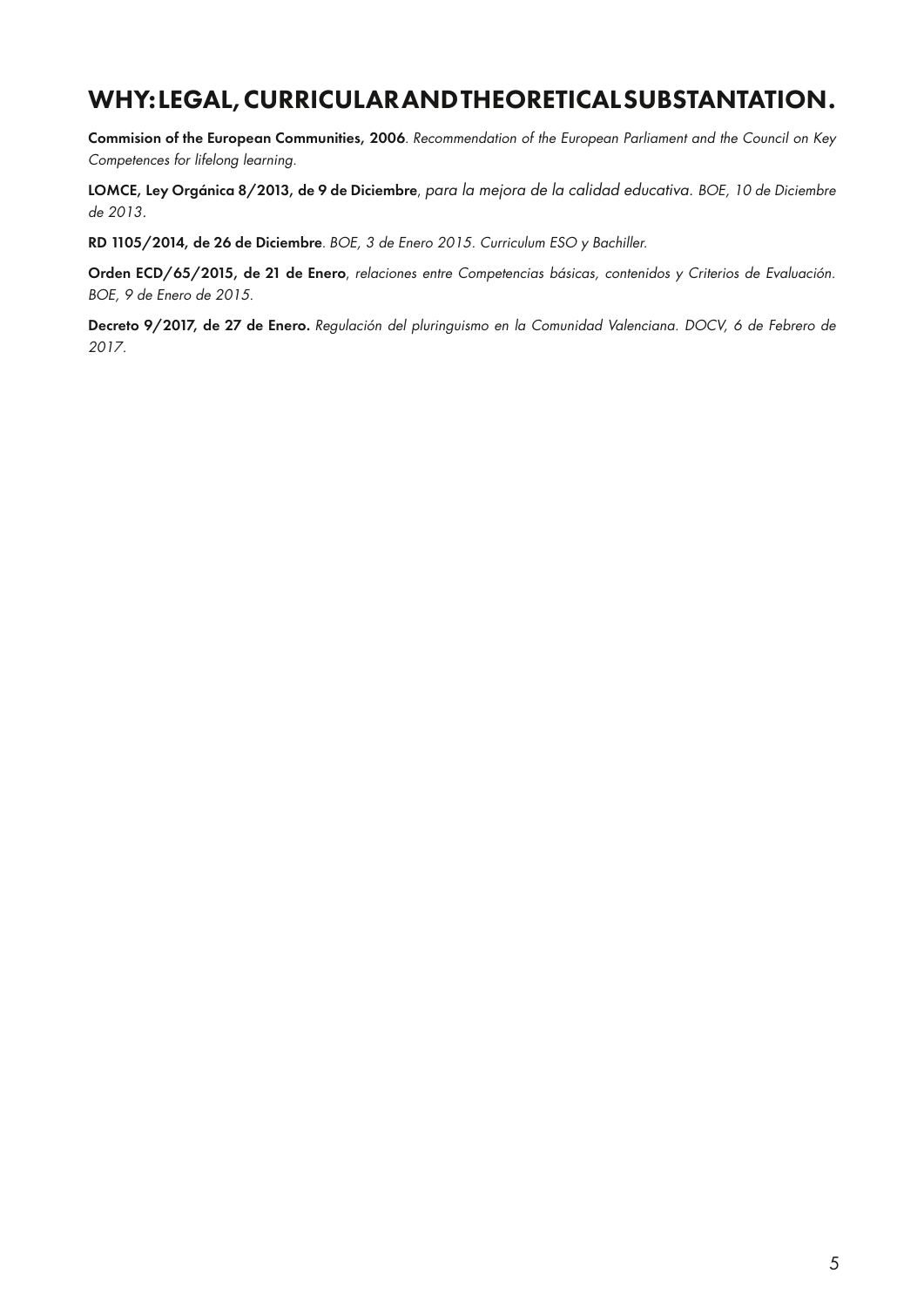# WHY: LEGAL, CURRICULAR AND THEORETICAL SUBSTANTATION.

**Commision of the European Communities, 2006**. *Recommendation of the European Parliament and the Council on Key Competences for lifelong learning.*

**LOMCE, Ley Orgánica 8/2013, de 9 de Diciembre**, *para la mejora de la calidad educativa. BOE, 10 de Diciembre de 2013.*

**RD 1105/2014, de 26 de Diciembre**. *BOE, 3 de Enero 2015. Curriculum ESO y Bachiller.*

**Orden ECD/65/2015, de 21 de Enero**, *relaciones entre Competencias básicas, contenidos y Criterios de Evaluación. BOE, 9 de Enero de 2015.*

**Decreto 9/2017, de 27 de Enero.** *Regulación del pluringuismo en la Comunidad Valenciana. DOCV, 6 de Febrero de 2017.*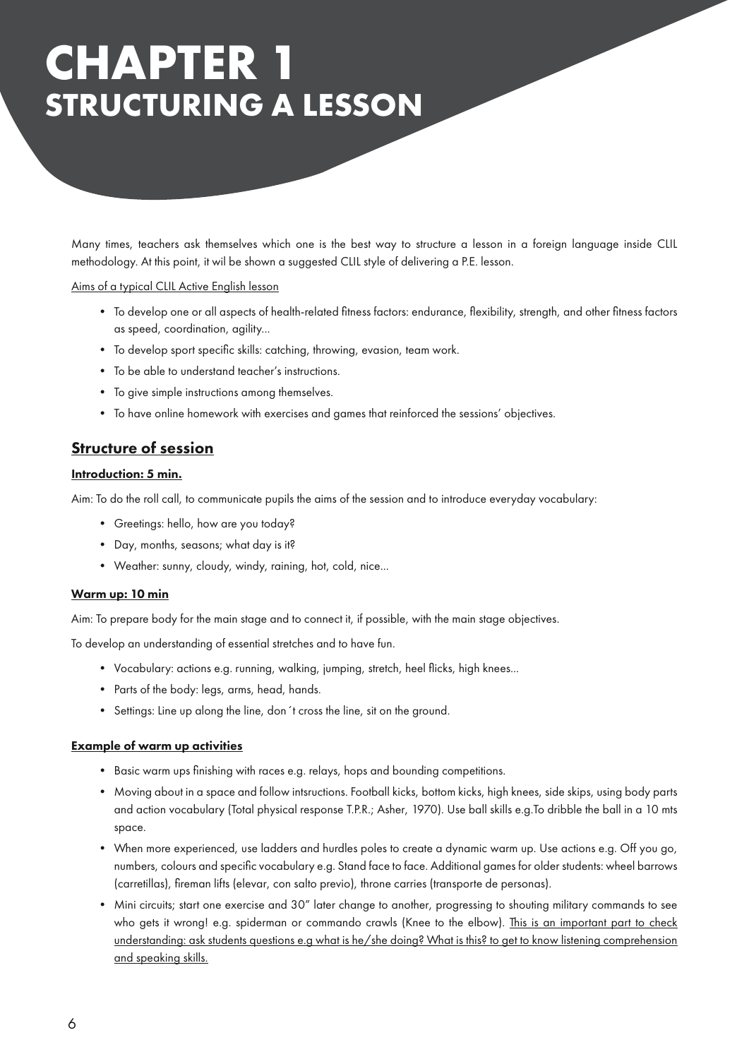# CHAPTER 1
# STRUCTURING A LESSON

Many times, teachers ask themselves which one is the best way to structure a lesson in a foreign language inside CLIL methodology. At this point, it wil be shown a suggested CLIL style of delivering a P.E. lesson.

Aims of a typical CLIL Active English lesson

- To develop one or all aspects of health-related fitness factors: endurance, flexibility, strength, and other fitness factors as speed, coordination, agility...
- To develop sport specific skills: catching, throwing, evasion, team work.
- To be able to understand teacher's instructions.
- To give simple instructions among themselves.
- To have online homework with exercises and games that reinforced the sessions' objectives.

## Structure of session

### Introduction: 5 min.

Aim: To do the roll call, to communicate pupils the aims of the session and to introduce everyday vocabulary:

- Greetings: hello, how are you today?
- Day, months, seasons; what day is it?
- Weather: sunny, cloudy, windy, raining, hot, cold, nice...

### Warm up: 10 min

Aim: To prepare body for the main stage and to connect it, if possible, with the main stage objectives.

To develop an understanding of essential stretches and to have fun.

- Vocabulary: actions e.g. running, walking, jumping, stretch, heel flicks, high knees...
- Parts of the body: legs, arms, head, hands.
- Settings: Line up along the line, don´t cross the line, sit on the ground.

### Example of warm up activities

- Basic warm ups finishing with races e.g. relays, hops and bounding competitions.
- Moving about in a space and follow intsructions. Football kicks, bottom kicks, high knees, side skips, using body parts and action vocabulary (Total physical response T.P.R.; Asher, 1970). Use ball skills e.g.To dribble the ball in a 10 mts space.
- When more experienced, use ladders and hurdles poles to create a dynamic warm up. Use actions e.g. Off you go, numbers, colours and specific vocabulary e.g. Stand face to face. Additional games for older students: wheel barrows (carretillas), fireman lifts (elevar, con salto previo), throne carries (transporte de personas).
- Mini circuits; start one exercise and 30" later change to another, progressing to shouting military commands to see who gets it wrong! e.g. spiderman or commando crawls (Knee to the elbow). This is an important part to check understanding: ask students questions e.g what is he/she doing? What is this? to get to know listening comprehension and speaking skills.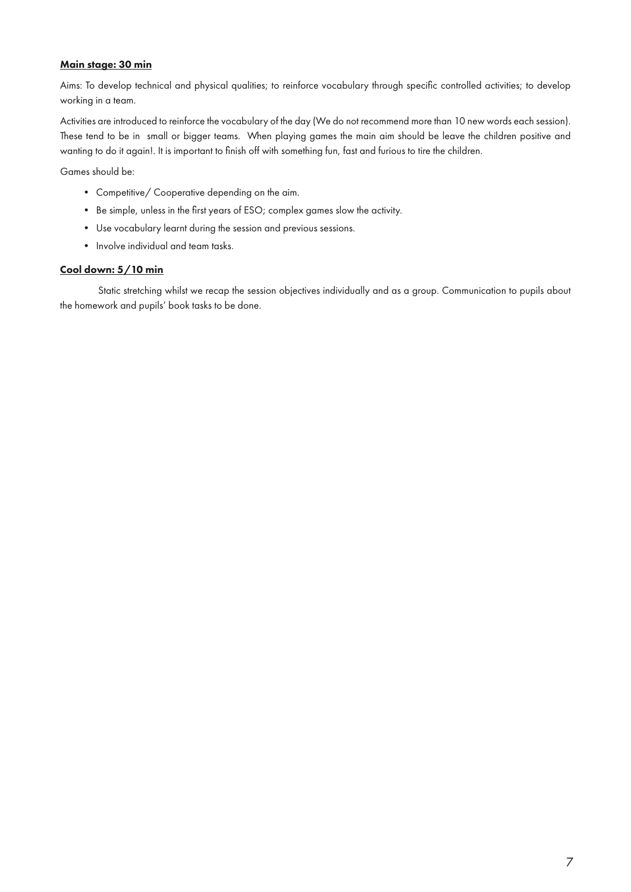**Main stage: 30 min**

Aims: To develop technical and physical qualities; to reinforce vocabulary through specific controlled activities; to develop working in a team.

Activities are introduced to reinforce the vocabulary of the day (We do not recommend more than 10 new words each session). These tend to be in small or bigger teams. When playing games the main aim should be leave the children positive and wanting to do it again!. It is important to finish off with something fun, fast and furious to tire the children.

Games should be:

- Competitive/ Cooperative depending on the aim.
- Be simple, unless in the first years of ESO; complex games slow the activity.
- Use vocabulary learnt during the session and previous sessions.
- Involve individual and team tasks.

**Cool down: 5/10 min**

Static stretching whilst we recap the session objectives individually and as a group. Communication to pupils about the homework and pupils' book tasks to be done.